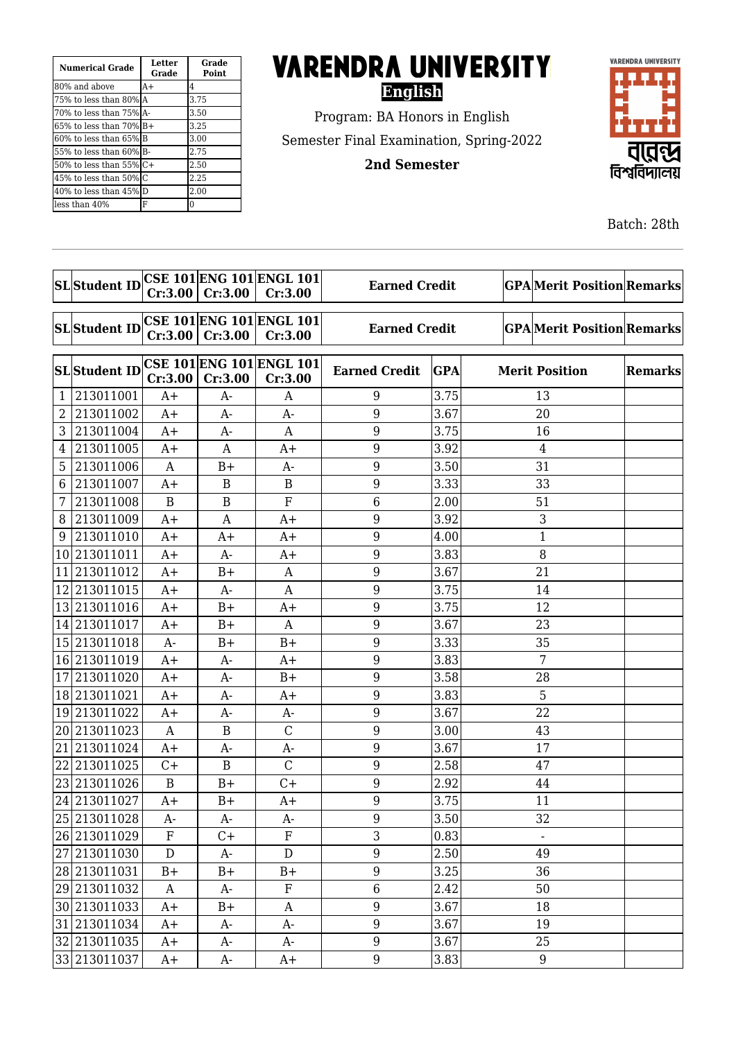| Numerical Grade | Letter Grade | Grade Point |
|---|---|---|
| 80% and above | A+ | 4 |
| 75% to less than 80% | A | 3.75 |
| 70% to less than 75% | A- | 3.50 |
| 65% to less than 70% | B+ | 3.25 |
| 60% to less than 65% | B | 3.00 |
| 55% to less than 60% | B- | 2.75 |
| 50% to less than 55% | C+ | 2.50 |
| 45% to less than 50% | C | 2.25 |
| 40% to less than 45% | D | 2.00 |
| less than 40% | F | 0 |

# VARENDRA UNIVERSITY

**English**

Program: BA Honors in English

Semester Final Examination, Spring-2022

**2nd Semester**

VARENDRA UNIVERSITY

বরেন্দ্র বিশ্ববিদ্যালয়

Batch: 28th

| SL | Student ID | CSE 101 Cr:3.00 | ENG 101 Cr:3.00 | ENGL 101 Cr:3.00 | Earned Credit | GPA | Merit Position | Remarks |
|---|---|---|---|---|---|---|---|---|
| 1 | 213011001 | A+ | A- | A | 9 | 3.75 | 13 | |
| 2 | 213011002 | A+ | A- | A- | 9 | 3.67 | 20 | |
| 3 | 213011004 | A+ | A- | A | 9 | 3.75 | 16 | |
| 4 | 213011005 | A+ | A | A+ | 9 | 3.92 | 4 | |
| 5 | 213011006 | A | B+ | A- | 9 | 3.50 | 31 | |
| 6 | 213011007 | A+ | B | B | 9 | 3.33 | 33 | |
| 7 | 213011008 | B | B | F | 6 | 2.00 | 51 | |
| 8 | 213011009 | A+ | A | A+ | 9 | 3.92 | 3 | |
| 9 | 213011010 | A+ | A+ | A+ | 9 | 4.00 | 1 | |
| 10 | 213011011 | A+ | A- | A+ | 9 | 3.83 | 8 | |
| 11 | 213011012 | A+ | B+ | A | 9 | 3.67 | 21 | |
| 12 | 213011015 | A+ | A- | A | 9 | 3.75 | 14 | |
| 13 | 213011016 | A+ | B+ | A+ | 9 | 3.75 | 12 | |
| 14 | 213011017 | A+ | B+ | A | 9 | 3.67 | 23 | |
| 15 | 213011018 | A- | B+ | B+ | 9 | 3.33 | 35 | |
| 16 | 213011019 | A+ | A- | A+ | 9 | 3.83 | 7 | |
| 17 | 213011020 | A+ | A- | B+ | 9 | 3.58 | 28 | |
| 18 | 213011021 | A+ | A- | A+ | 9 | 3.83 | 5 | |
| 19 | 213011022 | A+ | A- | A- | 9 | 3.67 | 22 | |
| 20 | 213011023 | A | B | C | 9 | 3.00 | 43 | |
| 21 | 213011024 | A+ | A- | A- | 9 | 3.67 | 17 | |
| 22 | 213011025 | C+ | B | C | 9 | 2.58 | 47 | |
| 23 | 213011026 | B | B+ | C+ | 9 | 2.92 | 44 | |
| 24 | 213011027 | A+ | B+ | A+ | 9 | 3.75 | 11 | |
| 25 | 213011028 | A- | A- | A- | 9 | 3.50 | 32 | |
| 26 | 213011029 | F | C+ | F | 3 | 0.83 | - | |
| 27 | 213011030 | D | A- | D | 9 | 2.50 | 49 | |
| 28 | 213011031 | B+ | B+ | B+ | 9 | 3.25 | 36 | |
| 29 | 213011032 | A | A- | F | 6 | 2.42 | 50 | |
| 30 | 213011033 | A+ | B+ | A | 9 | 3.67 | 18 | |
| 31 | 213011034 | A+ | A- | A- | 9 | 3.67 | 19 | |
| 32 | 213011035 | A+ | A- | A- | 9 | 3.67 | 25 | |
| 33 | 213011037 | A+ | A- | A+ | 9 | 3.83 | 9 | |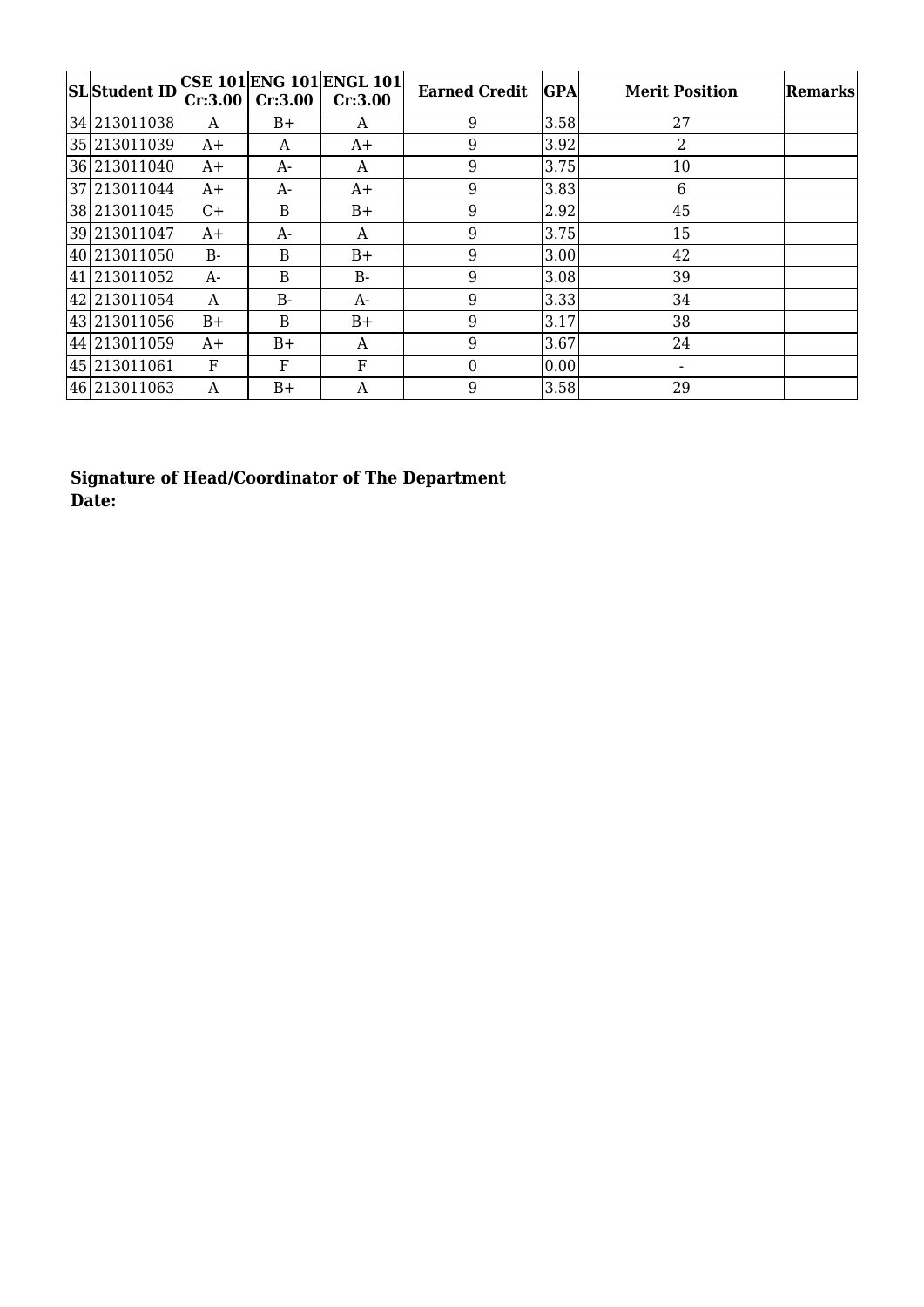| SL | Student ID | CSE 101 Cr:3.00 | ENG 101 Cr:3.00 | ENGL 101 Cr:3.00 | Earned Credit | GPA | Merit Position | Remarks |
|---|---|---|---|---|---|---|---|---|
| 34 | 213011038 | A | B+ | A | 9 | 3.58 | 27 | |
| 35 | 213011039 | A+ | A | A+ | 9 | 3.92 | 2 | |
| 36 | 213011040 | A+ | A- | A | 9 | 3.75 | 10 | |
| 37 | 213011044 | A+ | A- | A+ | 9 | 3.83 | 6 | |
| 38 | 213011045 | C+ | B | B+ | 9 | 2.92 | 45 | |
| 39 | 213011047 | A+ | A- | A | 9 | 3.75 | 15 | |
| 40 | 213011050 | B- | B | B+ | 9 | 3.00 | 42 | |
| 41 | 213011052 | A- | B | B- | 9 | 3.08 | 39 | |
| 42 | 213011054 | A | B- | A- | 9 | 3.33 | 34 | |
| 43 | 213011056 | B+ | B | B+ | 9 | 3.17 | 38 | |
| 44 | 213011059 | A+ | B+ | A | 9 | 3.67 | 24 | |
| 45 | 213011061 | F | F | F | 0 | 0.00 | - | |
| 46 | 213011063 | A | B+ | A | 9 | 3.58 | 29 | |

**Signature of Head/Coordinator of The Department**
**Date:**